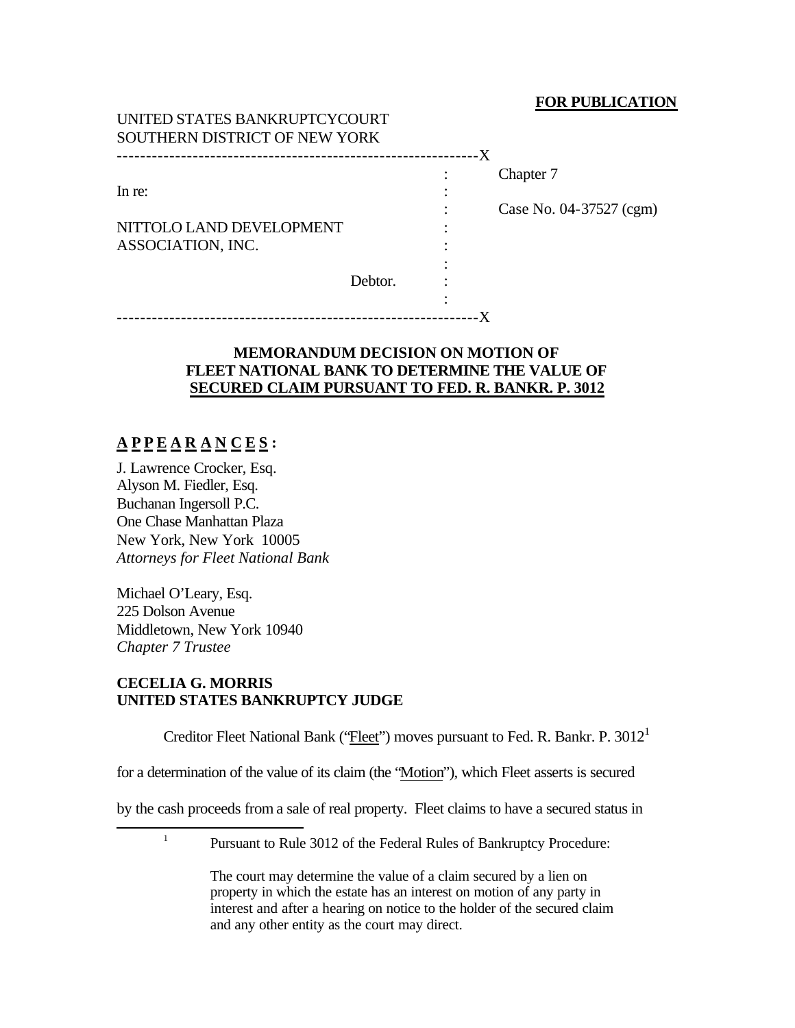**FOR PUBLICATION**

UNITED STATES BANKRUPTCYCOURT
SOUTHERN DISTRICT OF NEW YORK

---

| | | |
|---|---|---|
| In re: | : | Chapter 7 |
| | : | Case No. 04-37527 (cgm) |
| NITTOLO LAND DEVELOPMENT ASSOCIATION, INC. | : | |
| Debtor. | : | |

---

**MEMORANDUM DECISION ON MOTION OF FLEET NATIONAL BANK TO DETERMINE THE VALUE OF SECURED CLAIM PURSUANT TO FED. R. BANKR. P. 3012**

**A P P E A R A N C E S :**

J. Lawrence Crocker, Esq.
Alyson M. Fiedler, Esq.
Buchanan Ingersoll P.C.
One Chase Manhattan Plaza
New York, New York 10005
*Attorneys for Fleet National Bank*

Michael O'Leary, Esq.
225 Dolson Avenue
Middletown, New York 10940
*Chapter 7 Trustee*

**CECELIA G. MORRIS**
**UNITED STATES BANKRUPTCY JUDGE**

Creditor Fleet National Bank ("Fleet") moves pursuant to Fed. R. Bankr. P. 3012[1] for a determination of the value of its claim (the "Motion"), which Fleet asserts is secured by the cash proceeds from a sale of real property. Fleet claims to have a secured status in

---

[1] Pursuant to Rule 3012 of the Federal Rules of Bankruptcy Procedure:

> The court may determine the value of a claim secured by a lien on property in which the estate has an interest on motion of any party in interest and after a hearing on notice to the holder of the secured claim and any other entity as the court may direct.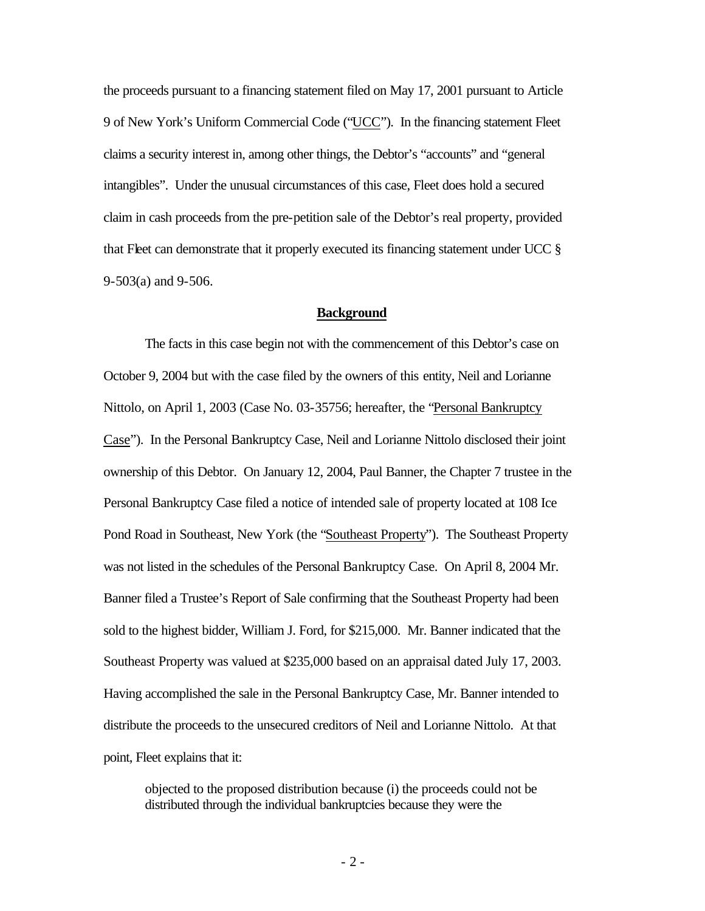the proceeds pursuant to a financing statement filed on May 17, 2001 pursuant to Article 9 of New York's Uniform Commercial Code ("UCC"). In the financing statement Fleet claims a security interest in, among other things, the Debtor's "accounts" and "general intangibles". Under the unusual circumstances of this case, Fleet does hold a secured claim in cash proceeds from the pre-petition sale of the Debtor's real property, provided that Fleet can demonstrate that it properly executed its financing statement under UCC § 9-503(a) and 9-506.

**Background**

The facts in this case begin not with the commencement of this Debtor's case on October 9, 2004 but with the case filed by the owners of this entity, Neil and Lorianne Nittolo, on April 1, 2003 (Case No. 03-35756; hereafter, the "Personal Bankruptcy Case"). In the Personal Bankruptcy Case, Neil and Lorianne Nittolo disclosed their joint ownership of this Debtor. On January 12, 2004, Paul Banner, the Chapter 7 trustee in the Personal Bankruptcy Case filed a notice of intended sale of property located at 108 Ice Pond Road in Southeast, New York (the "Southeast Property"). The Southeast Property was not listed in the schedules of the Personal Bankruptcy Case. On April 8, 2004 Mr. Banner filed a Trustee's Report of Sale confirming that the Southeast Property had been sold to the highest bidder, William J. Ford, for $215,000. Mr. Banner indicated that the Southeast Property was valued at $235,000 based on an appraisal dated July 17, 2003. Having accomplished the sale in the Personal Bankruptcy Case, Mr. Banner intended to distribute the proceeds to the unsecured creditors of Neil and Lorianne Nittolo. At that point, Fleet explains that it:

> objected to the proposed distribution because (i) the proceeds could not be distributed through the individual bankruptcies because they were the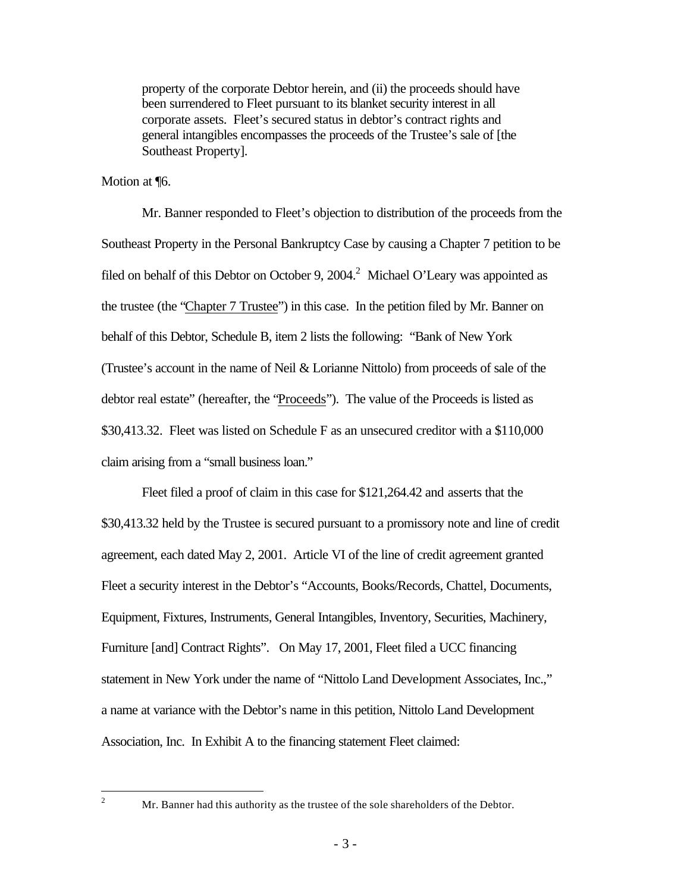> property of the corporate Debtor herein, and (ii) the proceeds should have been surrendered to Fleet pursuant to its blanket security interest in all corporate assets. Fleet's secured status in debtor's contract rights and general intangibles encompasses the proceeds of the Trustee's sale of [the Southeast Property].

Motion at ¶6.

Mr. Banner responded to Fleet's objection to distribution of the proceeds from the Southeast Property in the Personal Bankruptcy Case by causing a Chapter 7 petition to be filed on behalf of this Debtor on October 9, 2004.[2] Michael O'Leary was appointed as the trustee (the "Chapter 7 Trustee") in this case. In the petition filed by Mr. Banner on behalf of this Debtor, Schedule B, item 2 lists the following: "Bank of New York (Trustee's account in the name of Neil & Lorianne Nittolo) from proceeds of sale of the debtor real estate" (hereafter, the "Proceeds"). The value of the Proceeds is listed as $30,413.32. Fleet was listed on Schedule F as an unsecured creditor with a $110,000 claim arising from a "small business loan."

Fleet filed a proof of claim in this case for $121,264.42 and asserts that the $30,413.32 held by the Trustee is secured pursuant to a promissory note and line of credit agreement, each dated May 2, 2001. Article VI of the line of credit agreement granted Fleet a security interest in the Debtor's "Accounts, Books/Records, Chattel, Documents, Equipment, Fixtures, Instruments, General Intangibles, Inventory, Securities, Machinery, Furniture [and] Contract Rights". On May 17, 2001, Fleet filed a UCC financing statement in New York under the name of "Nittolo Land Development Associates, Inc.," a name at variance with the Debtor's name in this petition, Nittolo Land Development Association, Inc. In Exhibit A to the financing statement Fleet claimed:

[2] Mr. Banner had this authority as the trustee of the sole shareholders of the Debtor.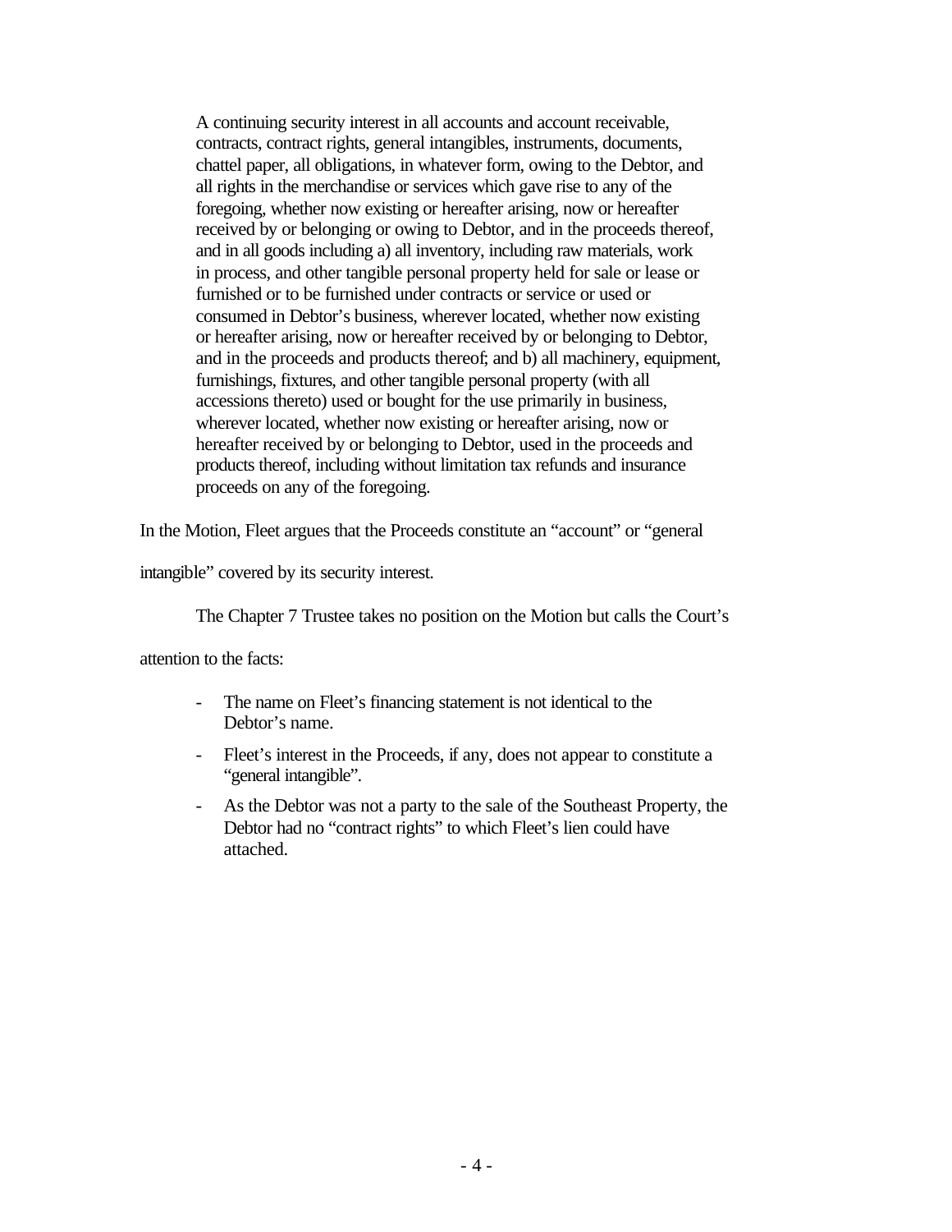> A continuing security interest in all accounts and account receivable, contracts, contract rights, general intangibles, instruments, documents, chattel paper, all obligations, in whatever form, owing to the Debtor, and all rights in the merchandise or services which gave rise to any of the foregoing, whether now existing or hereafter arising, now or hereafter received by or belonging or owing to Debtor, and in the proceeds thereof, and in all goods including a) all inventory, including raw materials, work in process, and other tangible personal property held for sale or lease or furnished or to be furnished under contracts or service or used or consumed in Debtor's business, wherever located, whether now existing or hereafter arising, now or hereafter received by or belonging to Debtor, and in the proceeds and products thereof; and b) all machinery, equipment, furnishings, fixtures, and other tangible personal property (with all accessions thereto) used or bought for the use primarily in business, wherever located, whether now existing or hereafter arising, now or hereafter received by or belonging to Debtor, used in the proceeds and products thereof, including without limitation tax refunds and insurance proceeds on any of the foregoing.

In the Motion, Fleet argues that the Proceeds constitute an "account" or "general intangible" covered by its security interest.

The Chapter 7 Trustee takes no position on the Motion but calls the Court's attention to the facts:

- The name on Fleet's financing statement is not identical to the Debtor's name.
- Fleet's interest in the Proceeds, if any, does not appear to constitute a "general intangible".
- As the Debtor was not a party to the sale of the Southeast Property, the Debtor had no "contract rights" to which Fleet's lien could have attached.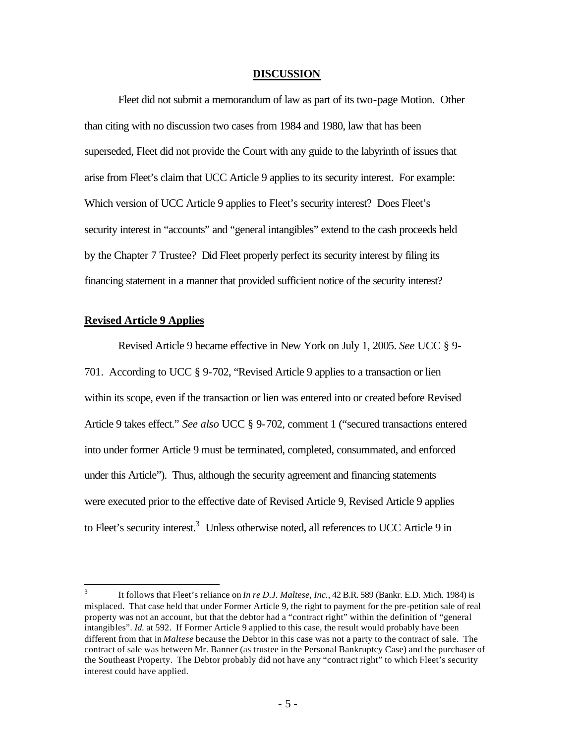## **DISCUSSION**

Fleet did not submit a memorandum of law as part of its two-page Motion. Other than citing with no discussion two cases from 1984 and 1980, law that has been superseded, Fleet did not provide the Court with any guide to the labyrinth of issues that arise from Fleet's claim that UCC Article 9 applies to its security interest. For example: Which version of UCC Article 9 applies to Fleet's security interest? Does Fleet's security interest in "accounts" and "general intangibles" extend to the cash proceeds held by the Chapter 7 Trustee? Did Fleet properly perfect its security interest by filing its financing statement in a manner that provided sufficient notice of the security interest?

### **Revised Article 9 Applies**

Revised Article 9 became effective in New York on July 1, 2005. *See* UCC § 9-701. According to UCC § 9-702, "Revised Article 9 applies to a transaction or lien within its scope, even if the transaction or lien was entered into or created before Revised Article 9 takes effect." *See also* UCC § 9-702, comment 1 ("secured transactions entered into under former Article 9 must be terminated, completed, consummated, and enforced under this Article"). Thus, although the security agreement and financing statements were executed prior to the effective date of Revised Article 9, Revised Article 9 applies to Fleet's security interest.[3] Unless otherwise noted, all references to UCC Article 9 in

---

[3] It follows that Fleet's reliance on *In re D.J. Maltese, Inc.*, 42 B.R. 589 (Bankr. E.D. Mich. 1984) is misplaced. That case held that under Former Article 9, the right to payment for the pre-petition sale of real property was not an account, but that the debtor had a "contract right" within the definition of "general intangibles". *Id.* at 592. If Former Article 9 applied to this case, the result would probably have been different from that in *Maltese* because the Debtor in this case was not a party to the contract of sale. The contract of sale was between Mr. Banner (as trustee in the Personal Bankruptcy Case) and the purchaser of the Southeast Property. The Debtor probably did not have any "contract right" to which Fleet's security interest could have applied.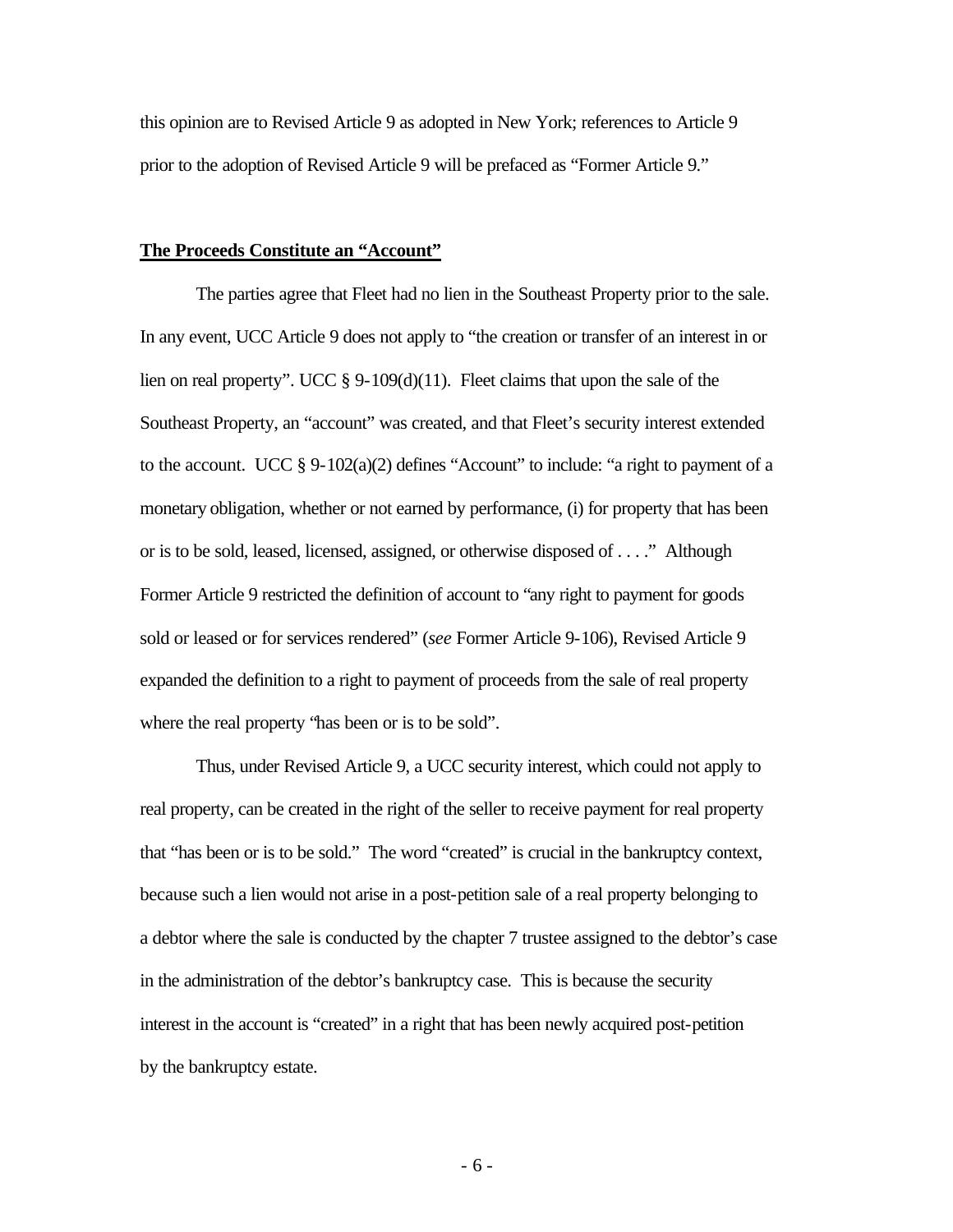this opinion are to Revised Article 9 as adopted in New York; references to Article 9 prior to the adoption of Revised Article 9 will be prefaced as "Former Article 9."

**The Proceeds Constitute an "Account"**

The parties agree that Fleet had no lien in the Southeast Property prior to the sale. In any event, UCC Article 9 does not apply to "the creation or transfer of an interest in or lien on real property". UCC § 9-109(d)(11). Fleet claims that upon the sale of the Southeast Property, an "account" was created, and that Fleet's security interest extended to the account. UCC § 9-102(a)(2) defines "Account" to include: "a right to payment of a monetary obligation, whether or not earned by performance, (i) for property that has been or is to be sold, leased, licensed, assigned, or otherwise disposed of . . . ." Although Former Article 9 restricted the definition of account to "any right to payment for goods sold or leased or for services rendered" (*see* Former Article 9-106), Revised Article 9 expanded the definition to a right to payment of proceeds from the sale of real property where the real property "has been or is to be sold".

Thus, under Revised Article 9, a UCC security interest, which could not apply to real property, can be created in the right of the seller to receive payment for real property that "has been or is to be sold." The word "created" is crucial in the bankruptcy context, because such a lien would not arise in a post-petition sale of a real property belonging to a debtor where the sale is conducted by the chapter 7 trustee assigned to the debtor's case in the administration of the debtor's bankruptcy case. This is because the security interest in the account is "created" in a right that has been newly acquired post-petition by the bankruptcy estate.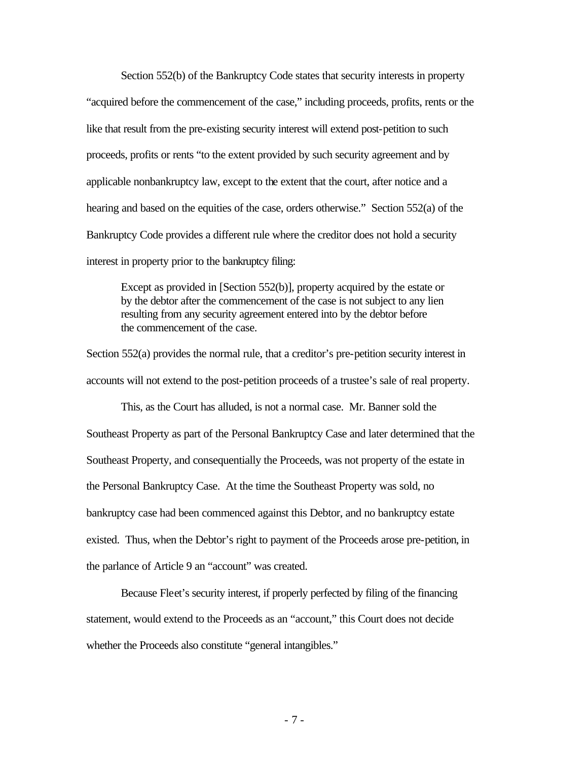Section 552(b) of the Bankruptcy Code states that security interests in property "acquired before the commencement of the case," including proceeds, profits, rents or the like that result from the pre-existing security interest will extend post-petition to such proceeds, profits or rents "to the extent provided by such security agreement and by applicable nonbankruptcy law, except to the extent that the court, after notice and a hearing and based on the equities of the case, orders otherwise." Section 552(a) of the Bankruptcy Code provides a different rule where the creditor does not hold a security interest in property prior to the bankruptcy filing:

> Except as provided in [Section 552(b)], property acquired by the estate or by the debtor after the commencement of the case is not subject to any lien resulting from any security agreement entered into by the debtor before the commencement of the case.

Section 552(a) provides the normal rule, that a creditor's pre-petition security interest in accounts will not extend to the post-petition proceeds of a trustee's sale of real property.

This, as the Court has alluded, is not a normal case. Mr. Banner sold the Southeast Property as part of the Personal Bankruptcy Case and later determined that the Southeast Property, and consequentially the Proceeds, was not property of the estate in the Personal Bankruptcy Case. At the time the Southeast Property was sold, no bankruptcy case had been commenced against this Debtor, and no bankruptcy estate existed. Thus, when the Debtor's right to payment of the Proceeds arose pre-petition, in the parlance of Article 9 an "account" was created.

Because Fleet's security interest, if properly perfected by filing of the financing statement, would extend to the Proceeds as an "account," this Court does not decide whether the Proceeds also constitute "general intangibles."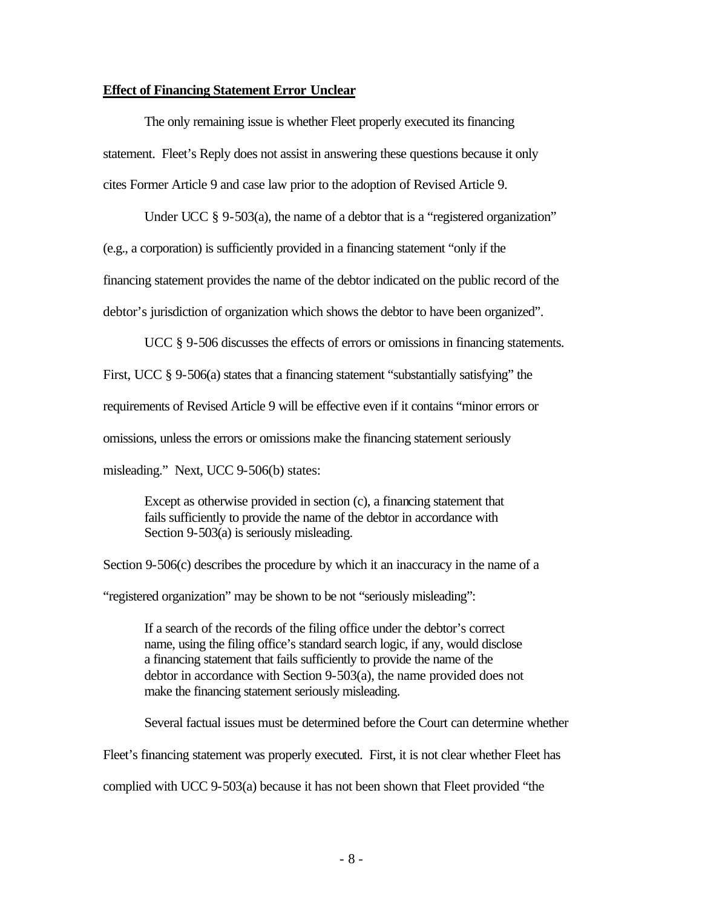**Effect of Financing Statement Error Unclear**

The only remaining issue is whether Fleet properly executed its financing statement. Fleet's Reply does not assist in answering these questions because it only cites Former Article 9 and case law prior to the adoption of Revised Article 9.

Under UCC § 9-503(a), the name of a debtor that is a "registered organization" (e.g., a corporation) is sufficiently provided in a financing statement "only if the financing statement provides the name of the debtor indicated on the public record of the debtor's jurisdiction of organization which shows the debtor to have been organized".

UCC § 9-506 discusses the effects of errors or omissions in financing statements. First, UCC § 9-506(a) states that a financing statement "substantially satisfying" the requirements of Revised Article 9 will be effective even if it contains "minor errors or omissions, unless the errors or omissions make the financing statement seriously misleading." Next, UCC 9-506(b) states:

> Except as otherwise provided in section (c), a financing statement that fails sufficiently to provide the name of the debtor in accordance with Section 9-503(a) is seriously misleading.

Section 9-506(c) describes the procedure by which it an inaccuracy in the name of a "registered organization" may be shown to be not "seriously misleading":

> If a search of the records of the filing office under the debtor's correct name, using the filing office's standard search logic, if any, would disclose a financing statement that fails sufficiently to provide the name of the debtor in accordance with Section 9-503(a), the name provided does not make the financing statement seriously misleading.

Several factual issues must be determined before the Court can determine whether Fleet's financing statement was properly executed. First, it is not clear whether Fleet has complied with UCC 9-503(a) because it has not been shown that Fleet provided "the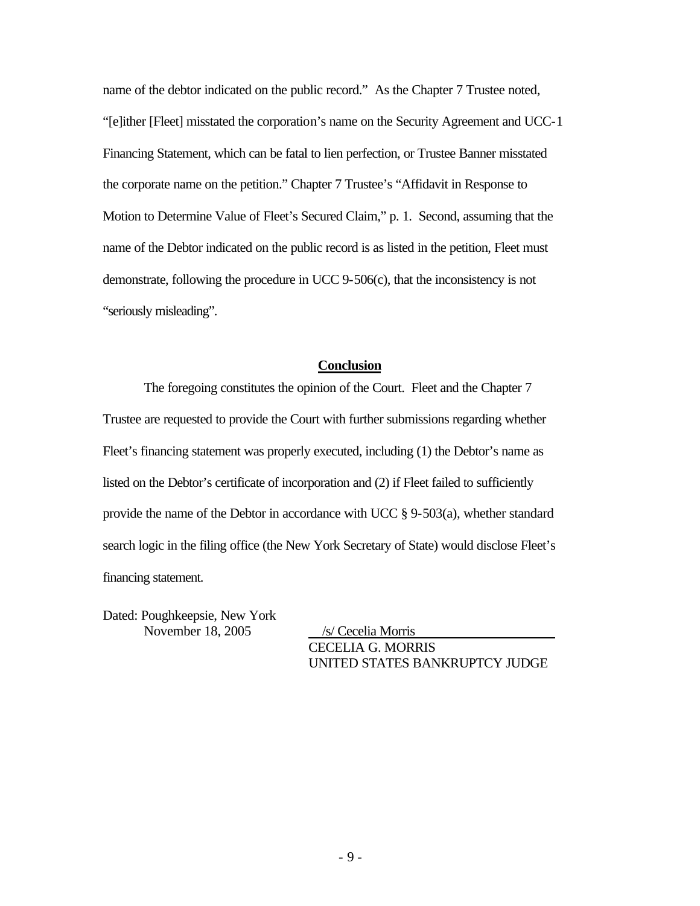name of the debtor indicated on the public record." As the Chapter 7 Trustee noted, "[e]ither [Fleet] misstated the corporation's name on the Security Agreement and UCC-1 Financing Statement, which can be fatal to lien perfection, or Trustee Banner misstated the corporate name on the petition." Chapter 7 Trustee's "Affidavit in Response to Motion to Determine Value of Fleet's Secured Claim," p. 1. Second, assuming that the name of the Debtor indicated on the public record is as listed in the petition, Fleet must demonstrate, following the procedure in UCC 9-506(c), that the inconsistency is not "seriously misleading".

## Conclusion

The foregoing constitutes the opinion of the Court. Fleet and the Chapter 7 Trustee are requested to provide the Court with further submissions regarding whether Fleet's financing statement was properly executed, including (1) the Debtor's name as listed on the Debtor's certificate of incorporation and (2) if Fleet failed to sufficiently provide the name of the Debtor in accordance with UCC § 9-503(a), whether standard search logic in the filing office (the New York Secretary of State) would disclose Fleet's financing statement.

Dated: Poughkeepsie, New York
November 18, 2005

/s/ Cecelia Morris
CECELIA G. MORRIS
UNITED STATES BANKRUPTCY JUDGE